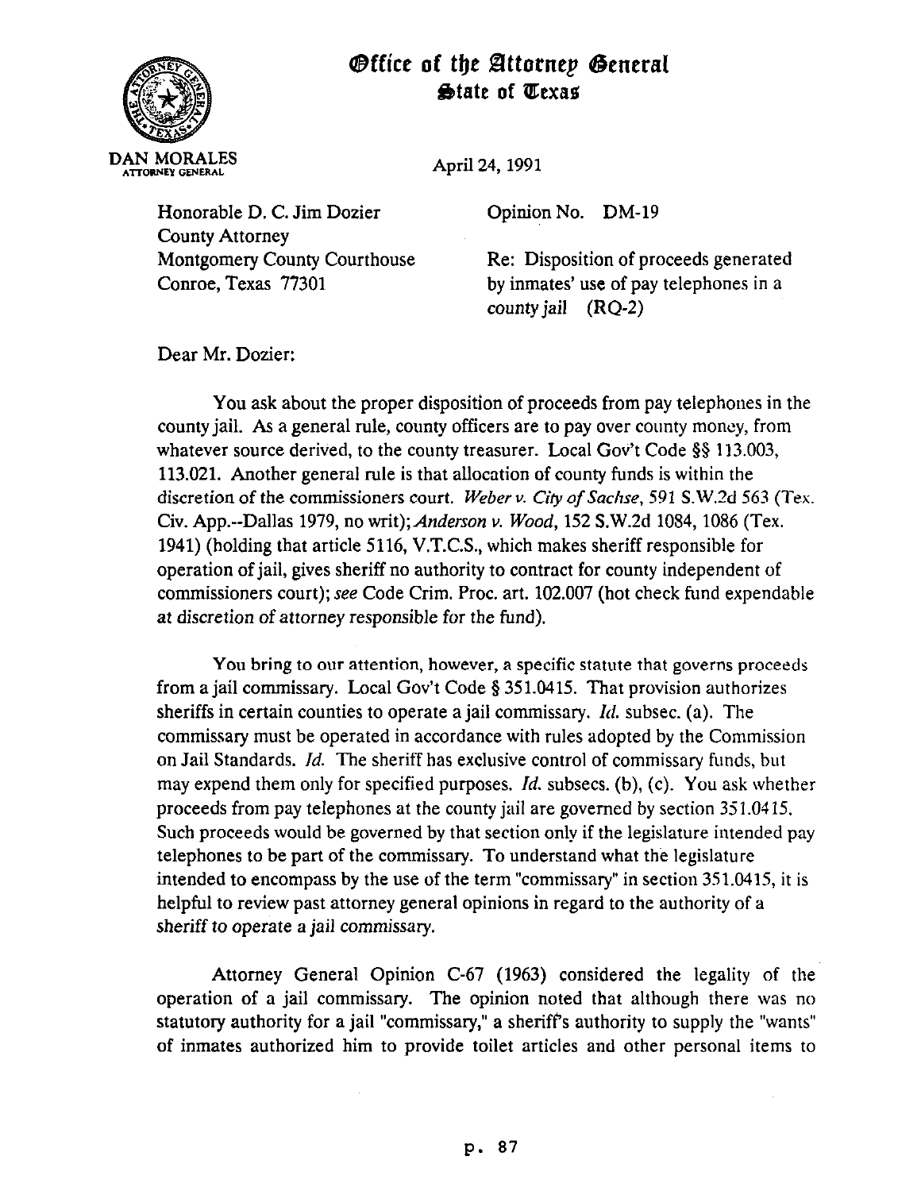# Office of the Attorney General
## State of Texas

DAN MORALES
ATTORNEY GENERAL

April 24, 1991

Honorable D. C. Jim Dozier
County Attorney
Montgomery County Courthouse
Conroe, Texas 77301

Opinion No. DM-19

Re: Disposition of proceeds generated by inmates' use of pay telephones in a county jail (RQ-2)

Dear Mr. Dozier:

You ask about the proper disposition of proceeds from pay telephones in the county jail. As a general rule, county officers are to pay over county money, from whatever source derived, to the county treasurer. Local Gov't Code §§ 113.003, 113.021. Another general rule is that allocation of county funds is within the discretion of the commissioners court. *Weber v. City of Sachse*, 591 S.W.2d 563 (Tex. Civ. App.--Dallas 1979, no writ); *Anderson v. Wood*, 152 S.W.2d 1084, 1086 (Tex. 1941) (holding that article 5116, V.T.C.S., which makes sheriff responsible for operation of jail, gives sheriff no authority to contract for county independent of commissioners court); *see* Code Crim. Proc. art. 102.007 (hot check fund expendable at discretion of attorney responsible for the fund).

You bring to our attention, however, a specific statute that governs proceeds from a jail commissary. Local Gov't Code § 351.0415. That provision authorizes sheriffs in certain counties to operate a jail commissary. *Id.* subsec. (a). The commissary must be operated in accordance with rules adopted by the Commission on Jail Standards. *Id.* The sheriff has exclusive control of commissary funds, but may expend them only for specified purposes. *Id.* subsecs. (b), (c). You ask whether proceeds from pay telephones at the county jail are governed by section 351.0415. Such proceeds would be governed by that section only if the legislature intended pay telephones to be part of the commissary. To understand what the legislature intended to encompass by the use of the term "commissary" in section 351.0415, it is helpful to review past attorney general opinions in regard to the authority of a sheriff to operate a jail commissary.

Attorney General Opinion C-67 (1963) considered the legality of the operation of a jail commissary. The opinion noted that although there was no statutory authority for a jail "commissary," a sheriff's authority to supply the "wants" of inmates authorized him to provide toilet articles and other personal items to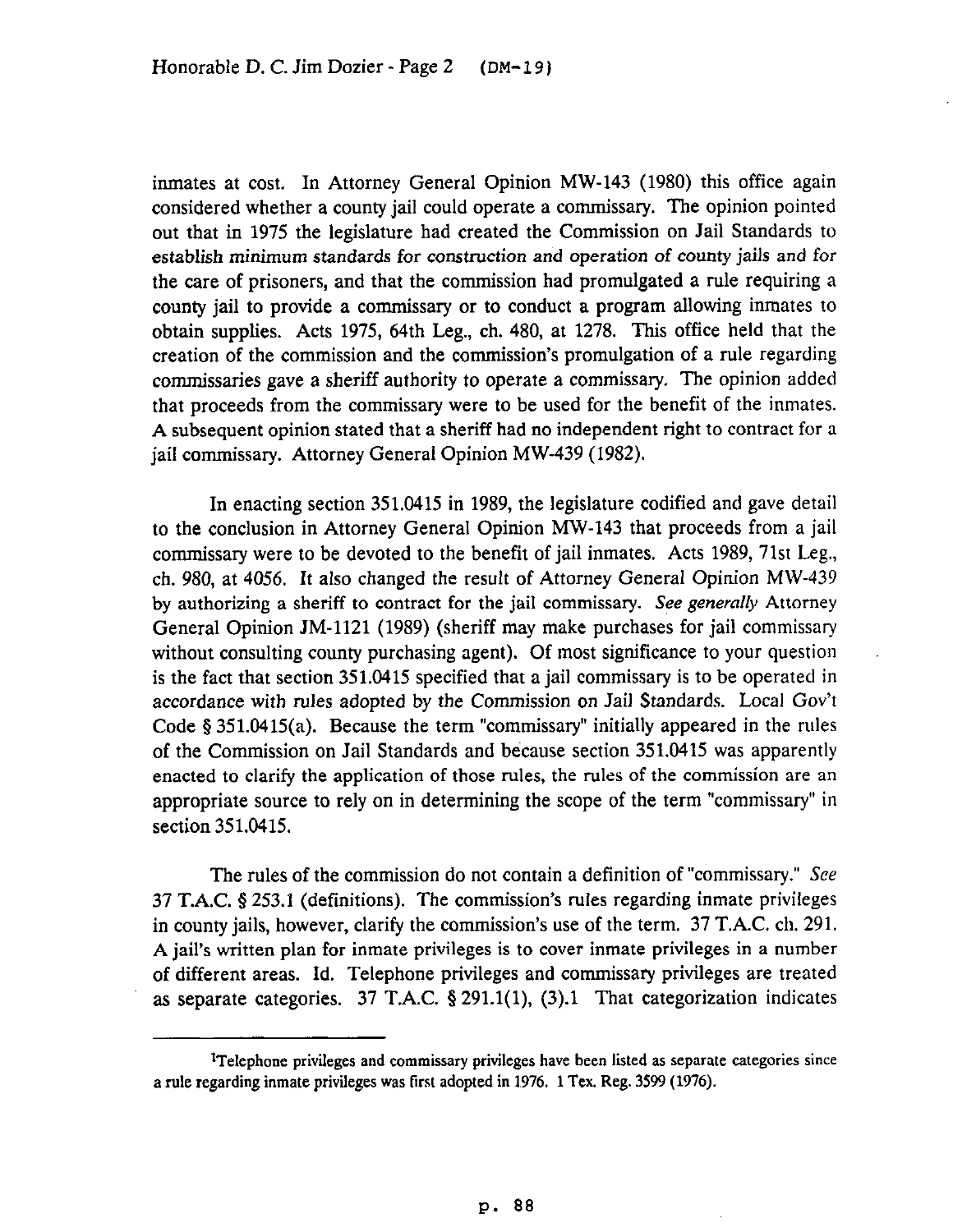inmates at cost. In Attorney General Opinion MW-143 (1980) this office again considered whether a county jail could operate a commissary. The opinion pointed out that in 1975 the legislature had created the Commission on Jail Standards to establish minimum standards for construction and operation of county jails and for the care of prisoners, and that the commission had promulgated a rule requiring a county jail to provide a commissary or to conduct a program allowing inmates to obtain supplies. Acts 1975, 64th Leg., ch. 480, at 1278. This office held that the creation of the commission and the commission's promulgation of a rule regarding commissaries gave a sheriff authority to operate a commissary. The opinion added that proceeds from the commissary were to be used for the benefit of the inmates. A subsequent opinion stated that a sheriff had no independent right to contract for a jail commissary. Attorney General Opinion MW-439 (1982).

In enacting section 351.0415 in 1989, the legislature codified and gave detail to the conclusion in Attorney General Opinion MW-143 that proceeds from a jail commissary were to be devoted to the benefit of jail inmates. Acts 1989, 71st Leg., ch. 980, at 4056. It also changed the result of Attorney General Opinion MW-439 by authorizing a sheriff to contract for the jail commissary. *See generally* Attorney General Opinion JM-1121 (1989) (sheriff may make purchases for jail commissary without consulting county purchasing agent). Of most significance to your question is the fact that section 351.0415 specified that a jail commissary is to be operated in accordance with rules adopted by the Commission on Jail Standards. Local Gov't Code § 351.0415(a). Because the term "commissary" initially appeared in the rules of the Commission on Jail Standards and because section 351.0415 was apparently enacted to clarify the application of those rules, the rules of the commission are an appropriate source to rely on in determining the scope of the term "commissary" in section 351.0415.

The rules of the commission do not contain a definition of "commissary." *See* 37 T.A.C. § 253.1 (definitions). The commission's rules regarding inmate privileges in county jails, however, clarify the commission's use of the term. 37 T.A.C. ch. 291. A jail's written plan for inmate privileges is to cover inmate privileges in a number of different areas. Id. Telephone privileges and commissary privileges are treated as separate categories. 37 T.A.C. § 291.1(1), (3).[1] That categorization indicates

[1] Telephone privileges and commissary privileges have been listed as separate categories since a rule regarding inmate privileges was first adopted in 1976. 1 Tex. Reg. 3599 (1976).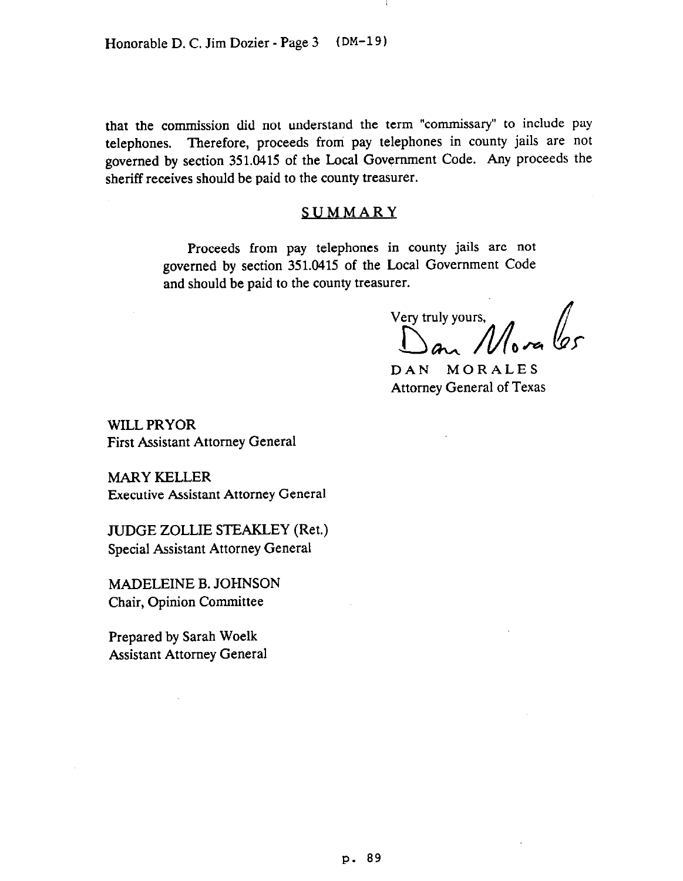that the commission did not understand the term "commissary" to include pay telephones. Therefore, proceeds from pay telephones in county jails are not governed by section 351.0415 of the Local Government Code. Any proceeds the sheriff receives should be paid to the county treasurer.

## SUMMARY

Proceeds from pay telephones in county jails are not governed by section 351.0415 of the Local Government Code and should be paid to the county treasurer.

Very truly yours,

Dan Morales

DAN MORALES
Attorney General of Texas

WILL PRYOR
First Assistant Attorney General

MARY KELLER
Executive Assistant Attorney General

JUDGE ZOLLIE STEAKLEY (Ret.)
Special Assistant Attorney General

MADELEINE B. JOHNSON
Chair, Opinion Committee

Prepared by Sarah Woelk
Assistant Attorney General